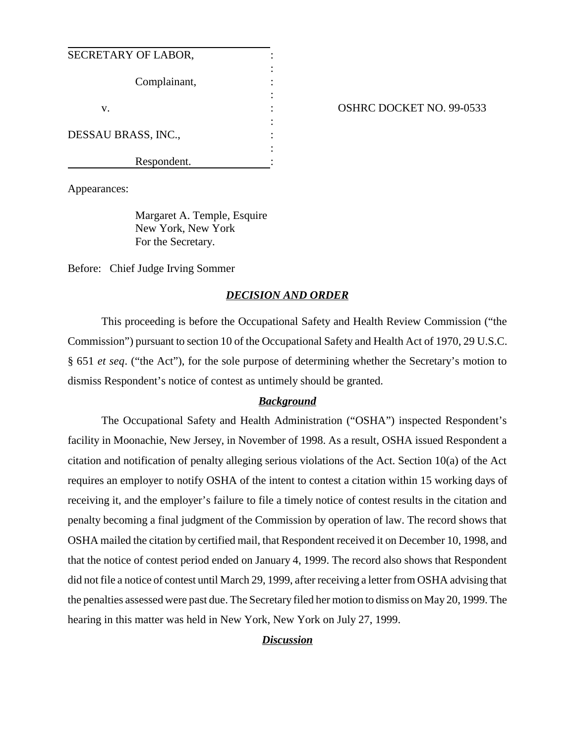| | | |
|---|---|---|
| SECRETARY OF LABOR, | : | |
| | : | |
| Complainant, | : | |
| | : | |
| v. | : | OSHRC DOCKET NO. 99-0533 |
| | : | |
| DESSAU BRASS, INC., | : | |
| | : | |
| Respondent. | : | |

Appearances:

Margaret A. Temple, Esquire
New York, New York
For the Secretary.

Before: Chief Judge Irving Sommer

## ***DECISION AND ORDER***

This proceeding is before the Occupational Safety and Health Review Commission ("the Commission") pursuant to section 10 of the Occupational Safety and Health Act of 1970, 29 U.S.C. § 651 *et seq*. ("the Act"), for the sole purpose of determining whether the Secretary's motion to dismiss Respondent's notice of contest as untimely should be granted.

### ***Background***

The Occupational Safety and Health Administration ("OSHA") inspected Respondent's facility in Moonachie, New Jersey, in November of 1998. As a result, OSHA issued Respondent a citation and notification of penalty alleging serious violations of the Act. Section 10(a) of the Act requires an employer to notify OSHA of the intent to contest a citation within 15 working days of receiving it, and the employer's failure to file a timely notice of contest results in the citation and penalty becoming a final judgment of the Commission by operation of law. The record shows that OSHA mailed the citation by certified mail, that Respondent received it on December 10, 1998, and that the notice of contest period ended on January 4, 1999. The record also shows that Respondent did not file a notice of contest until March 29, 1999, after receiving a letter from OSHA advising that the penalties assessed were past due. The Secretary filed her motion to dismiss on May 20, 1999. The hearing in this matter was held in New York, New York on July 27, 1999.

### ***Discussion***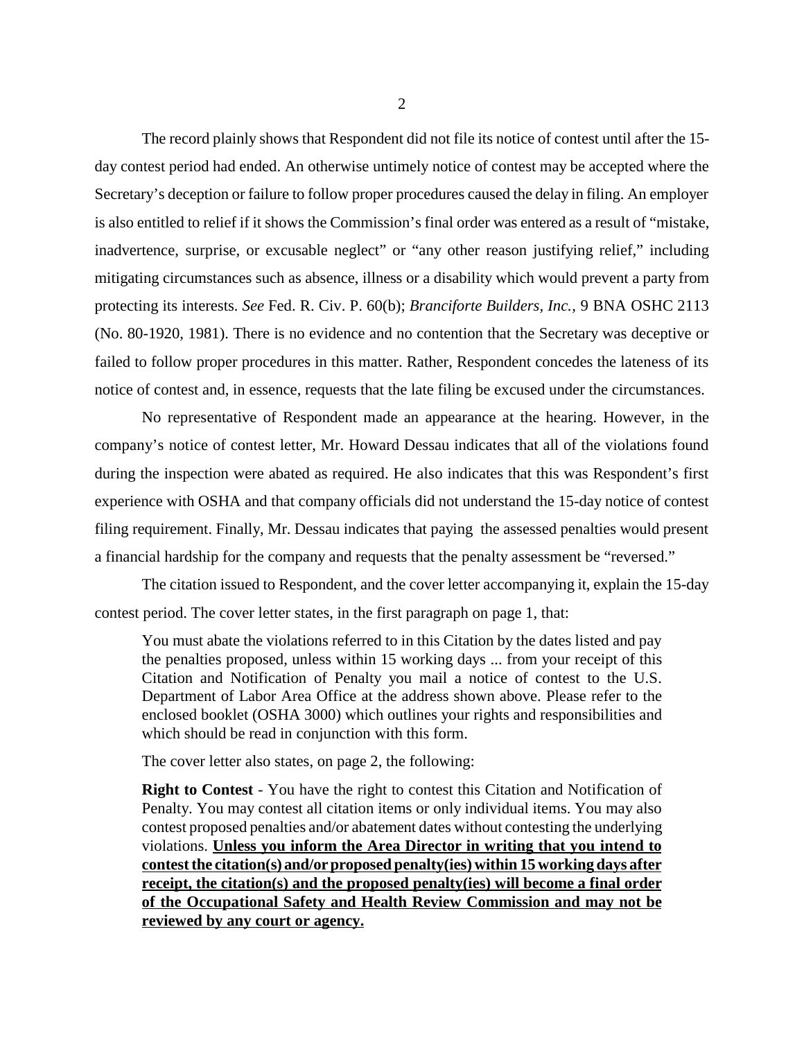The record plainly shows that Respondent did not file its notice of contest until after the 15-day contest period had ended. An otherwise untimely notice of contest may be accepted where the Secretary's deception or failure to follow proper procedures caused the delay in filing. An employer is also entitled to relief if it shows the Commission's final order was entered as a result of "mistake, inadvertence, surprise, or excusable neglect" or "any other reason justifying relief," including mitigating circumstances such as absence, illness or a disability which would prevent a party from protecting its interests. *See* Fed. R. Civ. P. 60(b); *Branciforte Builders, Inc.*, 9 BNA OSHC 2113 (No. 80-1920, 1981). There is no evidence and no contention that the Secretary was deceptive or failed to follow proper procedures in this matter. Rather, Respondent concedes the lateness of its notice of contest and, in essence, requests that the late filing be excused under the circumstances.

No representative of Respondent made an appearance at the hearing. However, in the company's notice of contest letter, Mr. Howard Dessau indicates that all of the violations found during the inspection were abated as required. He also indicates that this was Respondent's first experience with OSHA and that company officials did not understand the 15-day notice of contest filing requirement. Finally, Mr. Dessau indicates that paying the assessed penalties would present a financial hardship for the company and requests that the penalty assessment be "reversed."

The citation issued to Respondent, and the cover letter accompanying it, explain the 15-day contest period. The cover letter states, in the first paragraph on page 1, that:

> You must abate the violations referred to in this Citation by the dates listed and pay the penalties proposed, unless within 15 working days ... from your receipt of this Citation and Notification of Penalty you mail a notice of contest to the U.S. Department of Labor Area Office at the address shown above. Please refer to the enclosed booklet (OSHA 3000) which outlines your rights and responsibilities and which should be read in conjunction with this form.

The cover letter also states, on page 2, the following:

> **Right to Contest** - You have the right to contest this Citation and Notification of Penalty. You may contest all citation items or only individual items. You may also contest proposed penalties and/or abatement dates without contesting the underlying violations. **<u>Unless you inform the Area Director in writing that you intend to contest the citation(s) and/or proposed penalty(ies) within 15 working days after receipt, the citation(s) and the proposed penalty(ies) will become a final order of the Occupational Safety and Health Review Commission and may not be reviewed by any court or agency.</u>**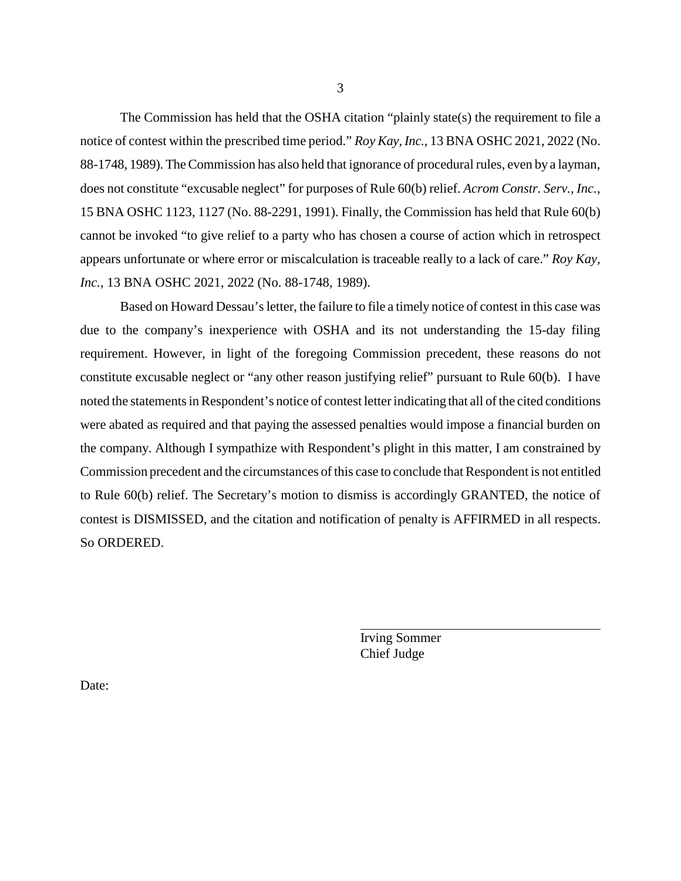The Commission has held that the OSHA citation "plainly state(s) the requirement to file a notice of contest within the prescribed time period." *Roy Kay, Inc.*, 13 BNA OSHC 2021, 2022 (No. 88-1748, 1989). The Commission has also held that ignorance of procedural rules, even by a layman, does not constitute "excusable neglect" for purposes of Rule 60(b) relief. *Acrom Constr. Serv., Inc.*, 15 BNA OSHC 1123, 1127 (No. 88-2291, 1991). Finally, the Commission has held that Rule 60(b) cannot be invoked "to give relief to a party who has chosen a course of action which in retrospect appears unfortunate or where error or miscalculation is traceable really to a lack of care." *Roy Kay, Inc.*, 13 BNA OSHC 2021, 2022 (No. 88-1748, 1989).

Based on Howard Dessau's letter, the failure to file a timely notice of contest in this case was due to the company's inexperience with OSHA and its not understanding the 15-day filing requirement. However, in light of the foregoing Commission precedent, these reasons do not constitute excusable neglect or "any other reason justifying relief" pursuant to Rule 60(b). I have noted the statements in Respondent's notice of contest letter indicating that all of the cited conditions were abated as required and that paying the assessed penalties would impose a financial burden on the company. Although I sympathize with Respondent's plight in this matter, I am constrained by Commission precedent and the circumstances of this case to conclude that Respondent is not entitled to Rule 60(b) relief. The Secretary's motion to dismiss is accordingly GRANTED, the notice of contest is DISMISSED, and the citation and notification of penalty is AFFIRMED in all respects. So ORDERED.

Irving Sommer
Chief Judge

Date: